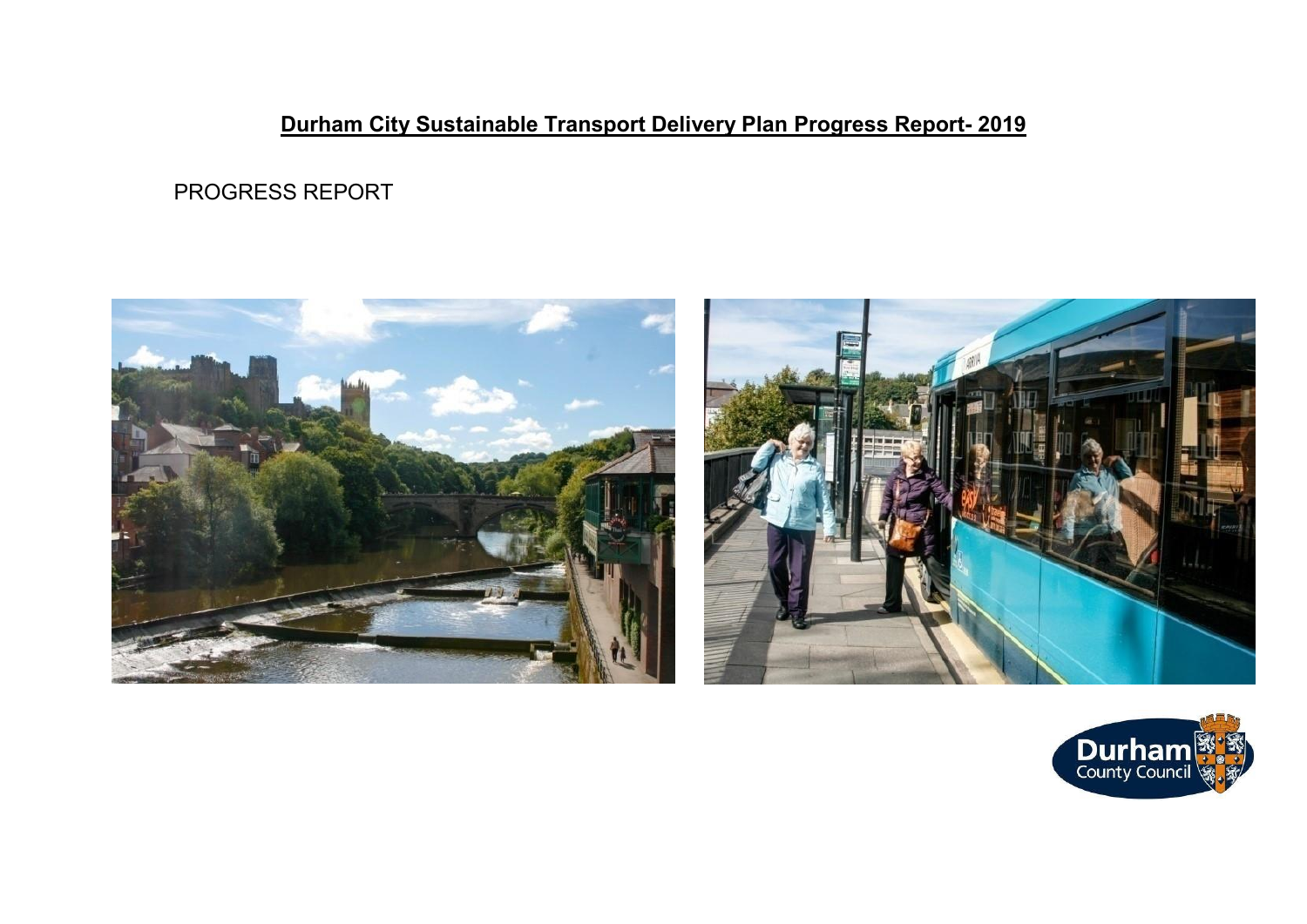# Durham City Sustainable Transport Delivery Plan Progress Report- 2019

PROGRESS REPORT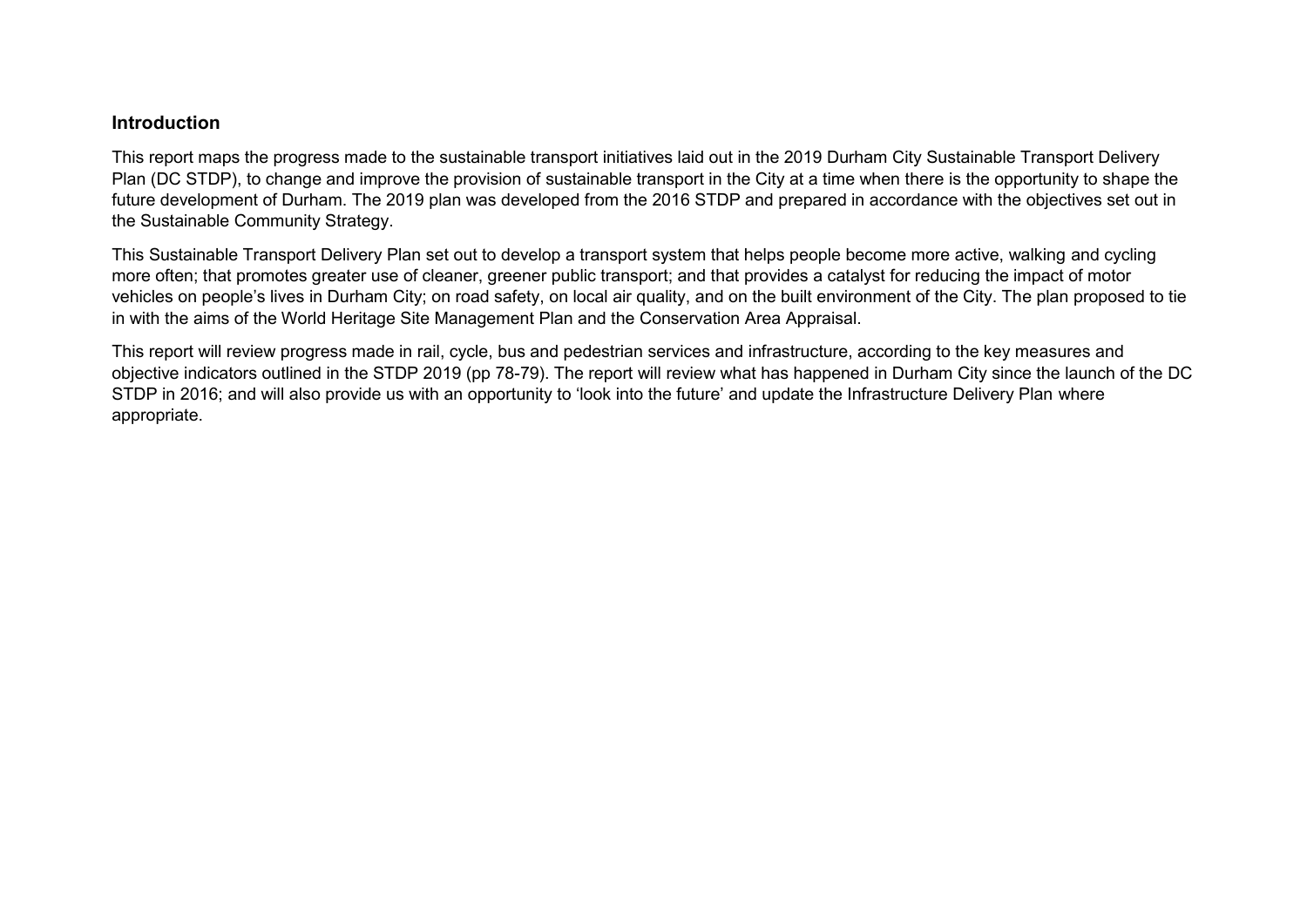## Introduction

This report maps the progress made to the sustainable transport initiatives laid out in the 2019 Durham City Sustainable Transport Delivery Plan (DC STDP), to change and improve the provision of sustainable transport in the City at a time when there is the opportunity to shape the future development of Durham. The 2019 plan was developed from the 2016 STDP and prepared in accordance with the objectives set out in the Sustainable Community Strategy.

This Sustainable Transport Delivery Plan set out to develop a transport system that helps people become more active, walking and cycling more often; that promotes greater use of cleaner, greener public transport; and that provides a catalyst for reducing the impact of motor vehicles on people's lives in Durham City; on road safety, on local air quality, and on the built environment of the City. The plan proposed to tie in with the aims of the World Heritage Site Management Plan and the Conservation Area Appraisal.

This report will review progress made in rail, cycle, bus and pedestrian services and infrastructure, according to the key measures and objective indicators outlined in the STDP 2019 (pp 78-79). The report will review what has happened in Durham City since the launch of the DC STDP in 2016; and will also provide us with an opportunity to 'look into the future' and update the Infrastructure Delivery Plan where appropriate.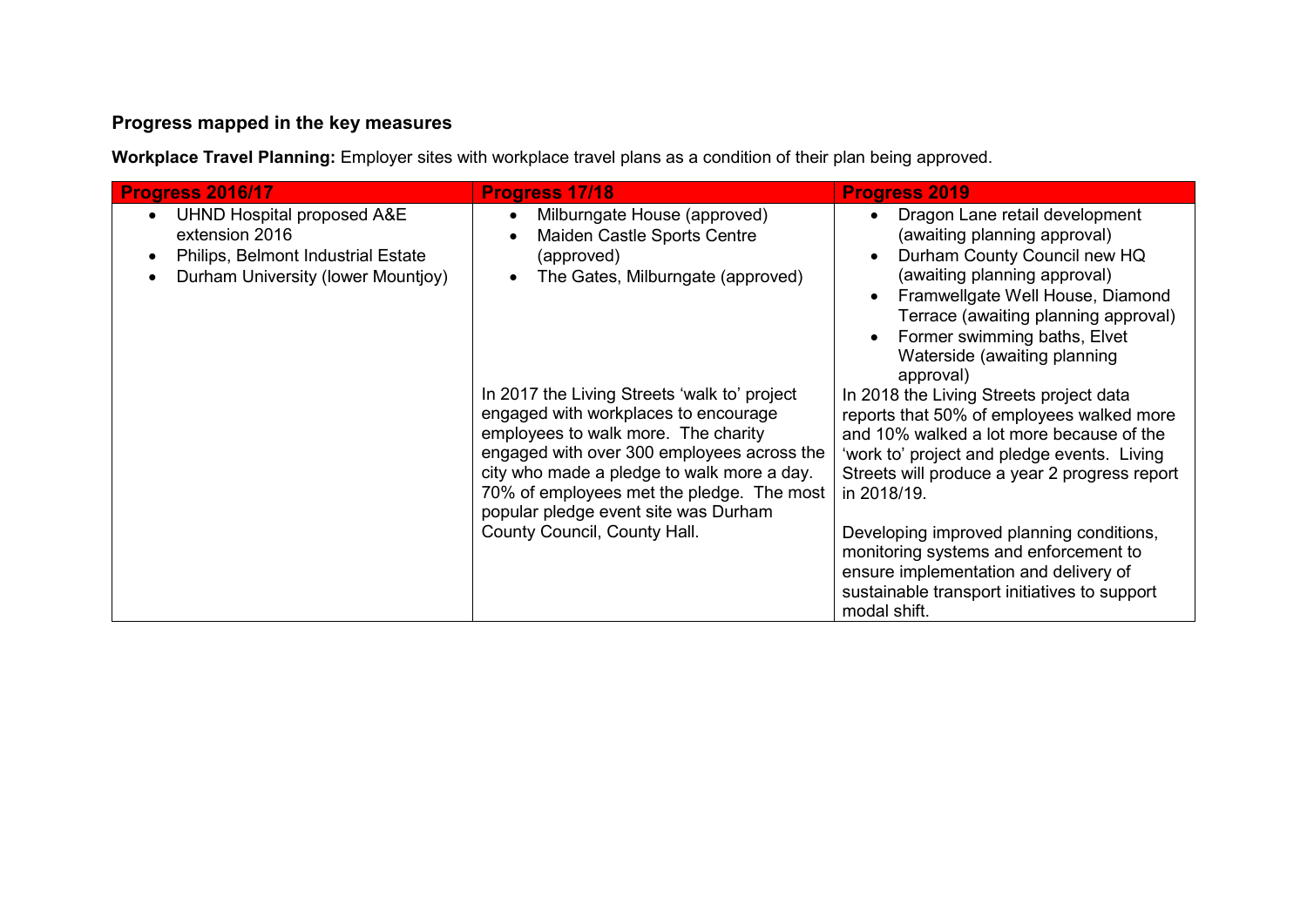## Progress mapped in the key measures

**Workplace Travel Planning:** Employer sites with workplace travel plans as a condition of their plan being approved.

| Progress 2016/17 | Progress 17/18 | Progress 2019 |
|---|---|---|
| • UHND Hospital proposed A&E extension 2016<br>• Philips, Belmont Industrial Estate<br>• Durham University (lower Mountjoy) | • Milburngate House (approved)<br>• Maiden Castle Sports Centre (approved)<br>• The Gates, Milburngate (approved)<br><br>In 2017 the Living Streets 'walk to' project engaged with workplaces to encourage employees to walk more. The charity engaged with over 300 employees across the city who made a pledge to walk more a day. 70% of employees met the pledge. The most popular pledge event site was Durham County Council, County Hall. | • Dragon Lane retail development (awaiting planning approval)<br>• Durham County Council new HQ (awaiting planning approval)<br>• Framwellgate Well House, Diamond Terrace (awaiting planning approval)<br>• Former swimming baths, Elvet Waterside (awaiting planning approval)<br><br>In 2018 the Living Streets project data reports that 50% of employees walked more and 10% walked a lot more because of the 'work to' project and pledge events. Living Streets will produce a year 2 progress report in 2018/19.<br><br>Developing improved planning conditions, monitoring systems and enforcement to ensure implementation and delivery of sustainable transport initiatives to support modal shift. |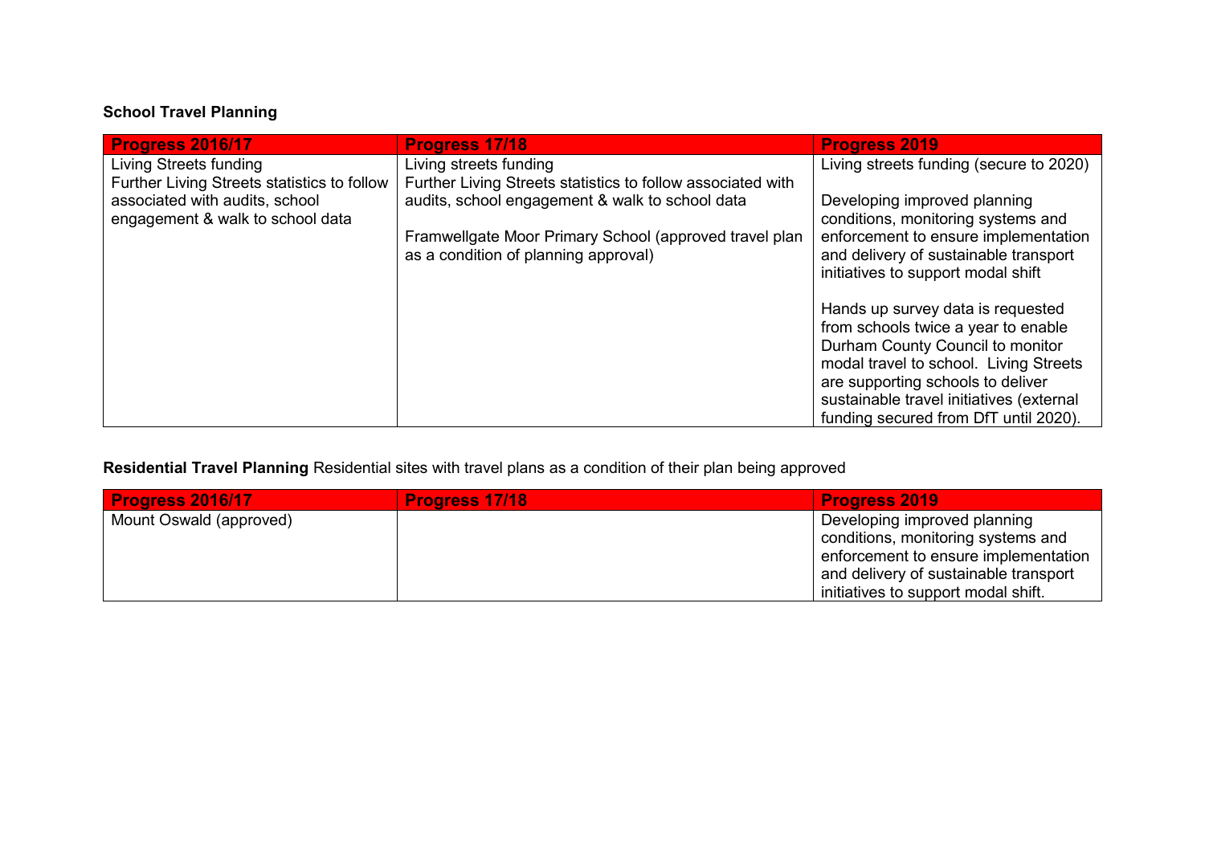**School Travel Planning**

| Progress 2016/17 | Progress 17/18 | Progress 2019 |
|---|---|---|
| Living Streets funding<br>Further Living Streets statistics to follow associated with audits, school engagement & walk to school data | Living streets funding<br>Further Living Streets statistics to follow associated with audits, school engagement & walk to school data<br><br>Framwellgate Moor Primary School (approved travel plan as a condition of planning approval) | Living streets funding (secure to 2020)<br><br>Developing improved planning conditions, monitoring systems and enforcement to ensure implementation and delivery of sustainable transport initiatives to support modal shift<br><br>Hands up survey data is requested from schools twice a year to enable Durham County Council to monitor modal travel to school. Living Streets are supporting schools to deliver sustainable travel initiatives (external funding secured from DfT until 2020). |

**Residential Travel Planning** Residential sites with travel plans as a condition of their plan being approved

| Progress 2016/17 | Progress 17/18 | Progress 2019 |
|---|---|---|
| Mount Oswald (approved) | | Developing improved planning conditions, monitoring systems and enforcement to ensure implementation and delivery of sustainable transport initiatives to support modal shift. |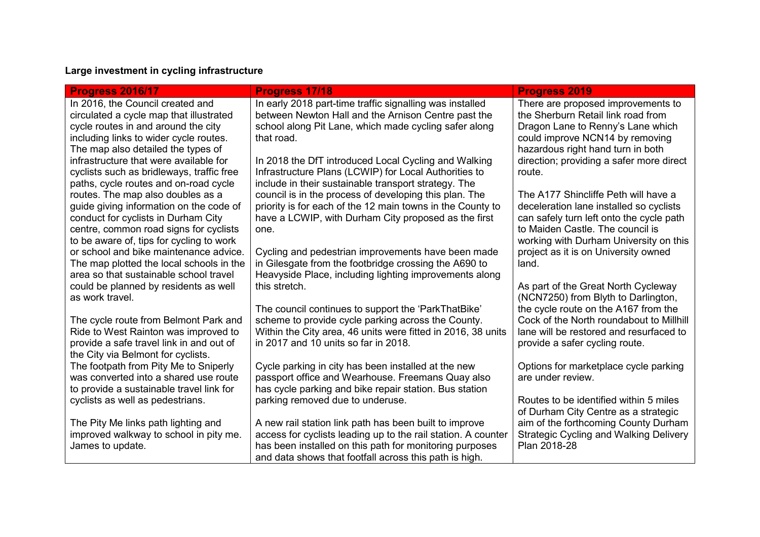**Large investment in cycling infrastructure**

| Progress 2016/17 | Progress 17/18 | Progress 2019 |
| --- | --- | --- |
| In 2016, the Council created and circulated a cycle map that illustrated cycle routes in and around the city including links to wider cycle routes. The map also detailed the types of infrastructure that were available for cyclists such as bridleways, traffic free paths, cycle routes and on-road cycle routes. The map also doubles as a guide giving information on the code of conduct for cyclists in Durham City centre, common road signs for cyclists to be aware of, tips for cycling to work or school and bike maintenance advice. The map plotted the local schools in the area so that sustainable school travel could be planned by residents as well as work travel.<br><br>The cycle route from Belmont Park and Ride to West Rainton was improved to provide a safe travel link in and out of the City via Belmont for cyclists.<br>The footpath from Pity Me to Sniperly was converted into a shared use route to provide a sustainable travel link for cyclists as well as pedestrians.<br><br>The Pity Me links path lighting and improved walkway to school in pity me. James to update. | In early 2018 part-time traffic signalling was installed between Newton Hall and the Arnison Centre past the school along Pit Lane, which made cycling safer along that road.<br><br>In 2018 the DfT introduced Local Cycling and Walking Infrastructure Plans (LCWIP) for Local Authorities to include in their sustainable transport strategy. The council is in the process of developing this plan. The priority is for each of the 12 main towns in the County to have a LCWIP, with Durham City proposed as the first one.<br><br>Cycling and pedestrian improvements have been made in Gilesgate from the footbridge crossing the A690 to Heavyside Place, including lighting improvements along this stretch.<br><br>The council continues to support the 'ParkThatBike' scheme to provide cycle parking across the County. Within the City area, 46 units were fitted in 2016, 38 units in 2017 and 10 units so far in 2018.<br><br>Cycle parking in city has been installed at the new passport office and Wearhouse. Freemans Quay also has cycle parking and bike repair station. Bus station parking removed due to underuse.<br><br>A new rail station link path has been built to improve access for cyclists leading up to the rail station. A counter has been installed on this path for monitoring purposes and data shows that footfall across this path is high. | There are proposed improvements to the Sherburn Retail link road from Dragon Lane to Renny's Lane which could improve NCN14 by removing hazardous right hand turn in both direction; providing a safer more direct route.<br><br>The A177 Shincliffe Peth will have a deceleration lane installed so cyclists can safely turn left onto the cycle path to Maiden Castle. The council is working with Durham University on this project as it is on University owned land.<br><br>As part of the Great North Cycleway (NCN7250) from Blyth to Darlington, the cycle route on the A167 from the Cock of the North roundabout to Millhill lane will be restored and resurfaced to provide a safer cycling route.<br><br>Options for marketplace cycle parking are under review.<br><br>Routes to be identified within 5 miles of Durham City Centre as a strategic aim of the forthcoming County Durham Strategic Cycling and Walking Delivery Plan 2018-28 |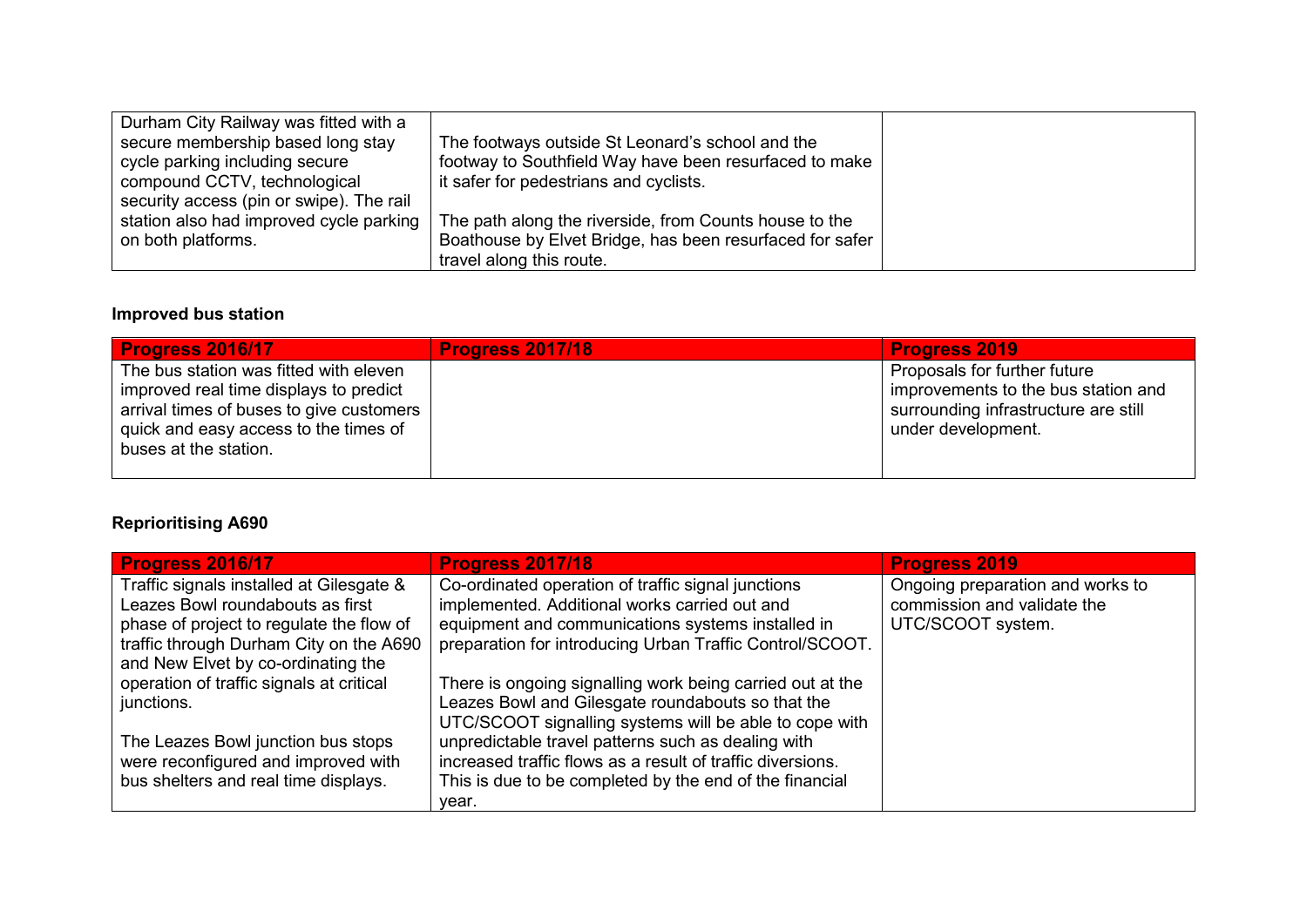| | | |
|---|---|---|
| Durham City Railway was fitted with a secure membership based long stay cycle parking including secure compound CCTV, technological security access (pin or swipe). The rail station also had improved cycle parking on both platforms. | The footways outside St Leonard's school and the footway to Southfield Way have been resurfaced to make it safer for pedestrians and cyclists.<br><br>The path along the riverside, from Counts house to the Boathouse by Elvet Bridge, has been resurfaced for safer travel along this route. | |

**Improved bus station**

| Progress 2016/17 | Progress 2017/18 | Progress 2019 |
|---|---|---|
| The bus station was fitted with eleven improved real time displays to predict arrival times of buses to give customers quick and easy access to the times of buses at the station. | | Proposals for further future improvements to the bus station and surrounding infrastructure are still under development. |

**Reprioritising A690**

| Progress 2016/17 | Progress 2017/18 | Progress 2019 |
|---|---|---|
| Traffic signals installed at Gilesgate & Leazes Bowl roundabouts as first phase of project to regulate the flow of traffic through Durham City on the A690 and New Elvet by co-ordinating the operation of traffic signals at critical junctions.<br><br>The Leazes Bowl junction bus stops were reconfigured and improved with bus shelters and real time displays. | Co-ordinated operation of traffic signal junctions implemented. Additional works carried out and equipment and communications systems installed in preparation for introducing Urban Traffic Control/SCOOT.<br><br>There is ongoing signalling work being carried out at the Leazes Bowl and Gilesgate roundabouts so that the UTC/SCOOT signalling systems will be able to cope with unpredictable travel patterns such as dealing with increased traffic flows as a result of traffic diversions. This is due to be completed by the end of the financial year. | Ongoing preparation and works to commission and validate the UTC/SCOOT system. |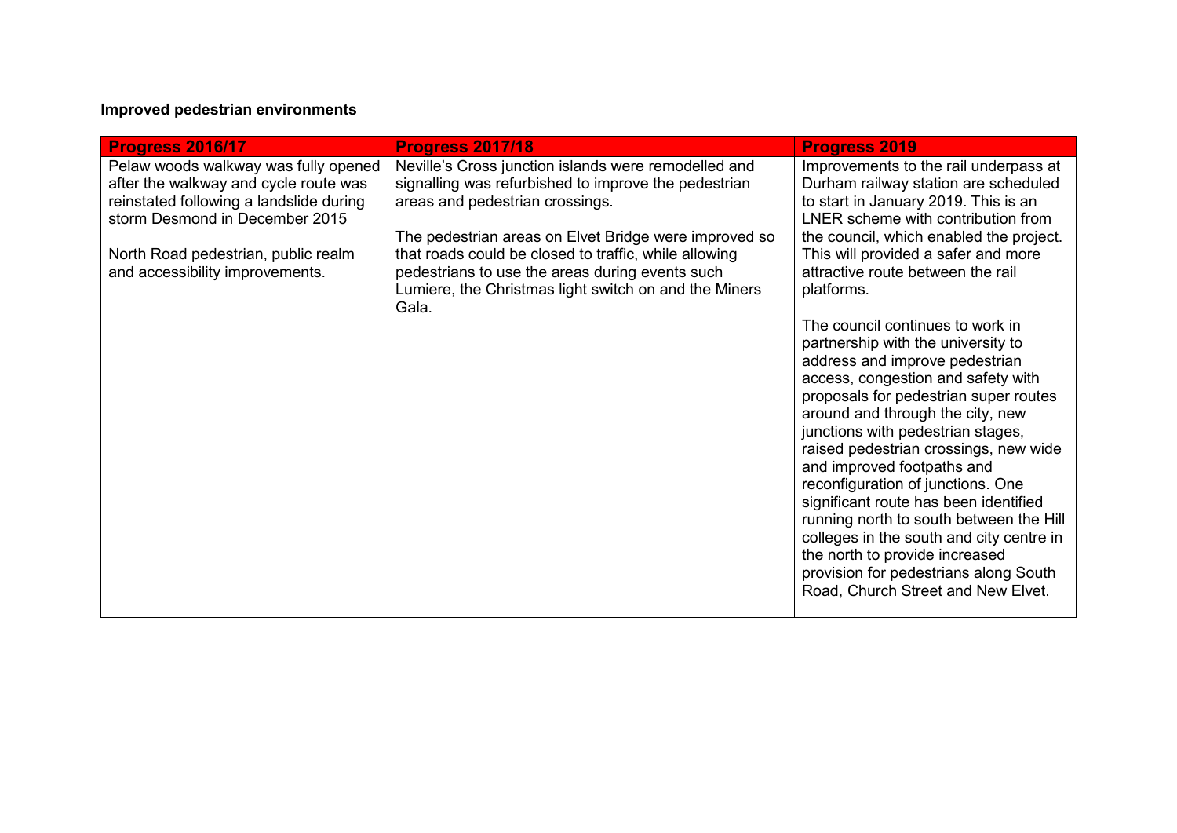**Improved pedestrian environments**

| Progress 2016/17 | Progress 2017/18 | Progress 2019 |
|---|---|---|
| Pelaw woods walkway was fully opened after the walkway and cycle route was reinstated following a landslide during storm Desmond in December 2015<br><br>North Road pedestrian, public realm and accessibility improvements. | Neville's Cross junction islands were remodelled and signalling was refurbished to improve the pedestrian areas and pedestrian crossings.<br><br>The pedestrian areas on Elvet Bridge were improved so that roads could be closed to traffic, while allowing pedestrians to use the areas during events such Lumiere, the Christmas light switch on and the Miners Gala. | Improvements to the rail underpass at Durham railway station are scheduled to start in January 2019. This is an LNER scheme with contribution from the council, which enabled the project. This will provided a safer and more attractive route between the rail platforms.<br><br>The council continues to work in partnership with the university to address and improve pedestrian access, congestion and safety with proposals for pedestrian super routes around and through the city, new junctions with pedestrian stages, raised pedestrian crossings, new wide and improved footpaths and reconfiguration of junctions. One significant route has been identified running north to south between the Hill colleges in the south and city centre in the north to provide increased provision for pedestrians along South Road, Church Street and New Elvet. |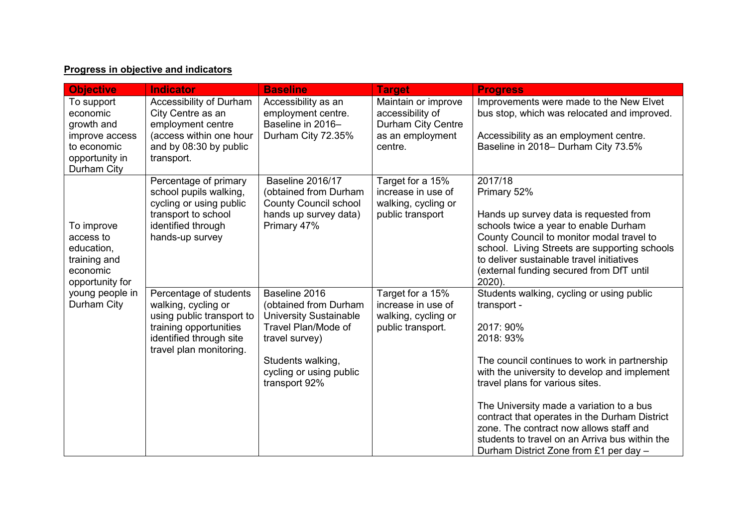**Progress in objective and indicators**

| Objective | Indicator | Baseline | Target | Progress |
|---|---|---|---|---|
| To support economic growth and improve access to economic opportunity in Durham City | Accessibility of Durham City Centre as an employment centre (access within one hour and by 08:30 by public transport. | Accessibility as an employment centre. Baseline in 2016– Durham City 72.35% | Maintain or improve accessibility of Durham City Centre as an employment centre. | Improvements were made to the New Elvet bus stop, which was relocated and improved.<br><br>Accessibility as an employment centre. Baseline in 2018– Durham City 73.5% |
| To improve access to education, training and economic opportunity for young people in Durham City | Percentage of primary school pupils walking, cycling or using public transport to school identified through hands-up survey | Baseline 2016/17 (obtained from Durham County Council school hands up survey data) Primary 47% | Target for a 15% increase in use of walking, cycling or public transport | 2017/18<br>Primary 52%<br><br>Hands up survey data is requested from schools twice a year to enable Durham County Council to monitor modal travel to school. Living Streets are supporting schools to deliver sustainable travel initiatives (external funding secured from DfT until 2020). |
| | Percentage of students walking, cycling or using public transport to training opportunities identified through site travel plan monitoring. | Baseline 2016 (obtained from Durham University Sustainable Travel Plan/Mode of travel survey)<br><br>Students walking, cycling or using public transport 92% | Target for a 15% increase in use of walking, cycling or public transport. | Students walking, cycling or using public transport -<br><br>2017: 90%<br>2018: 93%<br><br>The council continues to work in partnership with the university to develop and implement travel plans for various sites.<br><br>The University made a variation to a bus contract that operates in the Durham District zone. The contract now allows staff and students to travel on an Arriva bus within the Durham District Zone from £1 per day – |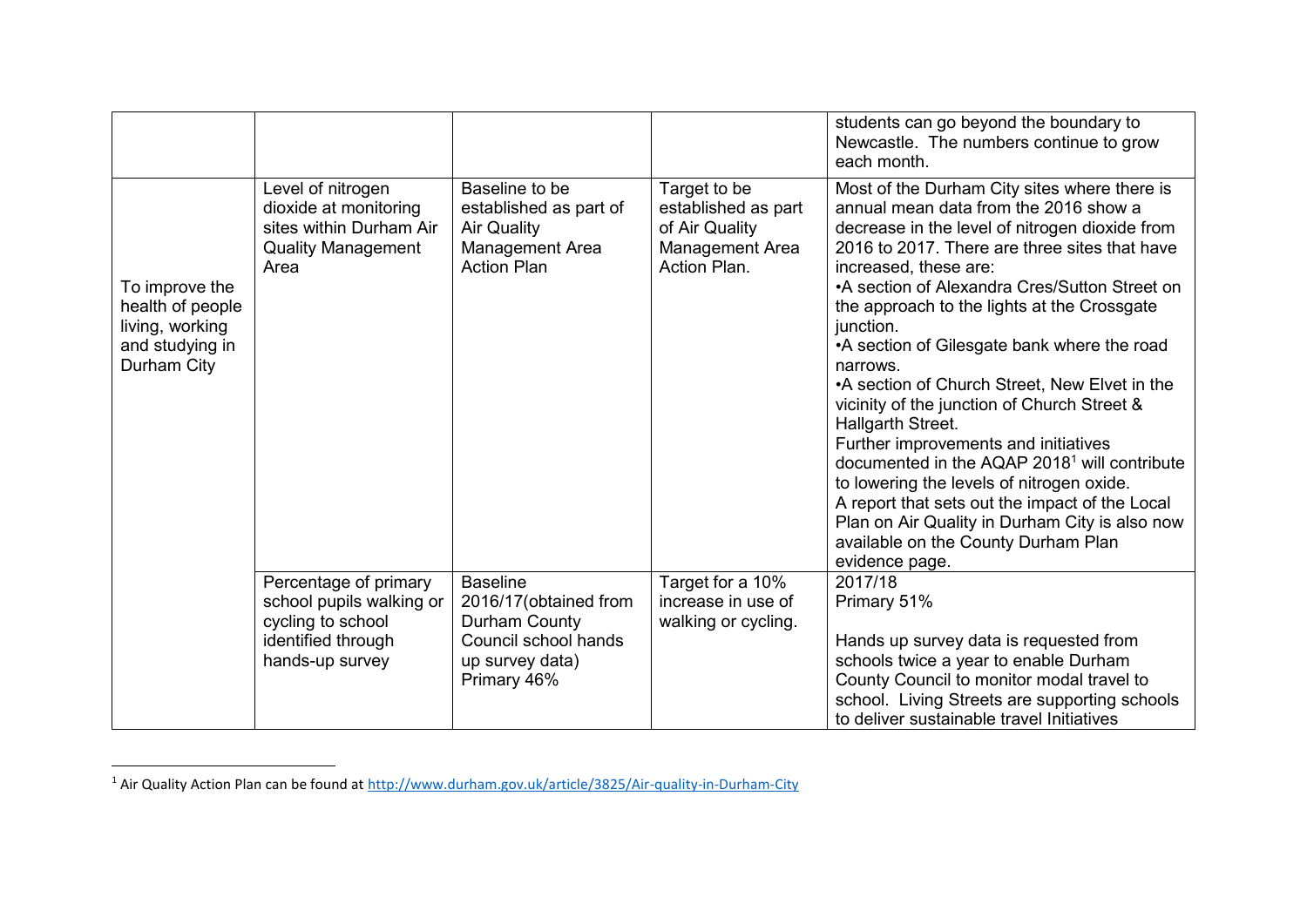| | | | | |
|---|---|---|---|---|
| | | | | students can go beyond the boundary to Newcastle. The numbers continue to grow each month. |
| To improve the health of people living, working and studying in Durham City | Level of nitrogen dioxide at monitoring sites within Durham Air Quality Management Area | Baseline to be established as part of Air Quality Management Area Action Plan | Target to be established as part of Air Quality Management Area Action Plan. | Most of the Durham City sites where there is annual mean data from the 2016 show a decrease in the level of nitrogen dioxide from 2016 to 2017. There are three sites that have increased, these are:<br>•A section of Alexandra Cres/Sutton Street on the approach to the lights at the Crossgate junction.<br>•A section of Gilesgate bank where the road narrows.<br>•A section of Church Street, New Elvet in the vicinity of the junction of Church Street & Hallgarth Street.<br>Further improvements and initiatives documented in the AQAP 2018[1] will contribute to lowering the levels of nitrogen oxide.<br>A report that sets out the impact of the Local Plan on Air Quality in Durham City is also now available on the County Durham Plan evidence page. |
| | Percentage of primary school pupils walking or cycling to school identified through hands-up survey | Baseline 2016/17(obtained from Durham County Council school hands up survey data)<br>Primary 46% | Target for a 10% increase in use of walking or cycling. | 2017/18<br>Primary 51%<br><br>Hands up survey data is requested from schools twice a year to enable Durham County Council to monitor modal travel to school. Living Streets are supporting schools to deliver sustainable travel Initiatives |

[1] Air Quality Action Plan can be found at http://www.durham.gov.uk/article/3825/Air-quality-in-Durham-City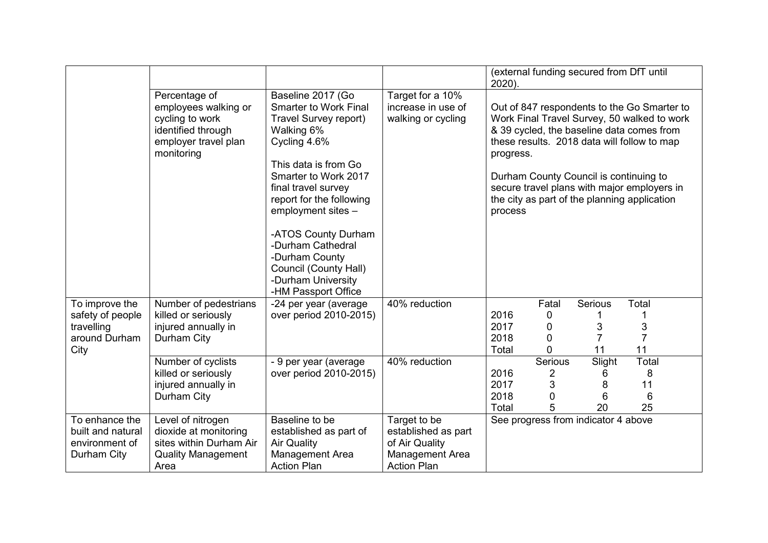| | | | | |
|---|---|---|---|---|
| | | | | (external funding secured from DfT until 2020). |
| | Percentage of employees walking or cycling to work identified through employer travel plan monitoring | Baseline 2017 (Go Smarter to Work Final Travel Survey report)<br>Walking 6%<br>Cycling 4.6%<br><br>This data is from Go Smarter to Work 2017 final travel survey report for the following employment sites –<br><br>-ATOS County Durham<br>-Durham Cathedral<br>-Durham County Council (County Hall)<br>-Durham University<br>-HM Passport Office | Target for a 10% increase in use of walking or cycling | Out of 847 respondents to the Go Smarter to Work Final Travel Survey, 50 walked to work & 39 cycled, the baseline data comes from these results. 2018 data will follow to map progress.<br><br>Durham County Council is continuing to secure travel plans with major employers in the city as part of the planning application process |
| To improve the safety of people travelling around Durham City | Number of pedestrians killed or seriously injured annually in Durham City | -24 per year (average over period 2010-2015) | 40% reduction | \| \| Fatal \| Serious \| Total \|<br>\| 2016 \| 0 \| 1 \| 1 \|<br>\| 2017 \| 0 \| 3 \| 3 \|<br>\| 2018 \| 0 \| 7 \| 7 \|<br>\| Total \| 0 \| 11 \| 11 \| |
| | Number of cyclists killed or seriously injured annually in Durham City | - 9 per year (average over period 2010-2015) | 40% reduction | \| \| Serious \| Slight \| Total \|<br>\| 2016 \| 2 \| 6 \| 8 \|<br>\| 2017 \| 3 \| 8 \| 11 \|<br>\| 2018 \| 0 \| 6 \| 6 \|<br>\| Total \| 5 \| 20 \| 25 \| |
| To enhance the built and natural environment of Durham City | Level of nitrogen dioxide at monitoring sites within Durham Air Quality Management Area | Baseline to be established as part of Air Quality Management Area Action Plan | Target to be established as part of Air Quality Management Area Action Plan | See progress from indicator 4 above |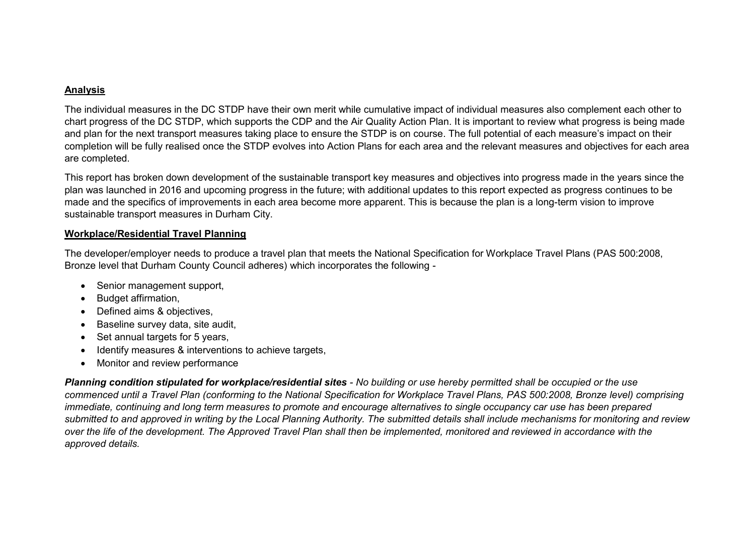**Analysis**

The individual measures in the DC STDP have their own merit while cumulative impact of individual measures also complement each other to chart progress of the DC STDP, which supports the CDP and the Air Quality Action Plan. It is important to review what progress is being made and plan for the next transport measures taking place to ensure the STDP is on course. The full potential of each measure's impact on their completion will be fully realised once the STDP evolves into Action Plans for each area and the relevant measures and objectives for each area are completed.

This report has broken down development of the sustainable transport key measures and objectives into progress made in the years since the plan was launched in 2016 and upcoming progress in the future; with additional updates to this report expected as progress continues to be made and the specifics of improvements in each area become more apparent. This is because the plan is a long-term vision to improve sustainable transport measures in Durham City.

**Workplace/Residential Travel Planning**

The developer/employer needs to produce a travel plan that meets the National Specification for Workplace Travel Plans (PAS 500:2008, Bronze level that Durham County Council adheres) which incorporates the following -

- Senior management support,
- Budget affirmation,
- Defined aims & objectives,
- Baseline survey data, site audit,
- Set annual targets for 5 years,
- Identify measures & interventions to achieve targets,
- Monitor and review performance

***Planning condition stipulated for workplace/residential sites*** *- No building or use hereby permitted shall be occupied or the use commenced until a Travel Plan (conforming to the National Specification for Workplace Travel Plans, PAS 500:2008, Bronze level) comprising immediate, continuing and long term measures to promote and encourage alternatives to single occupancy car use has been prepared submitted to and approved in writing by the Local Planning Authority. The submitted details shall include mechanisms for monitoring and review over the life of the development. The Approved Travel Plan shall then be implemented, monitored and reviewed in accordance with the approved details.*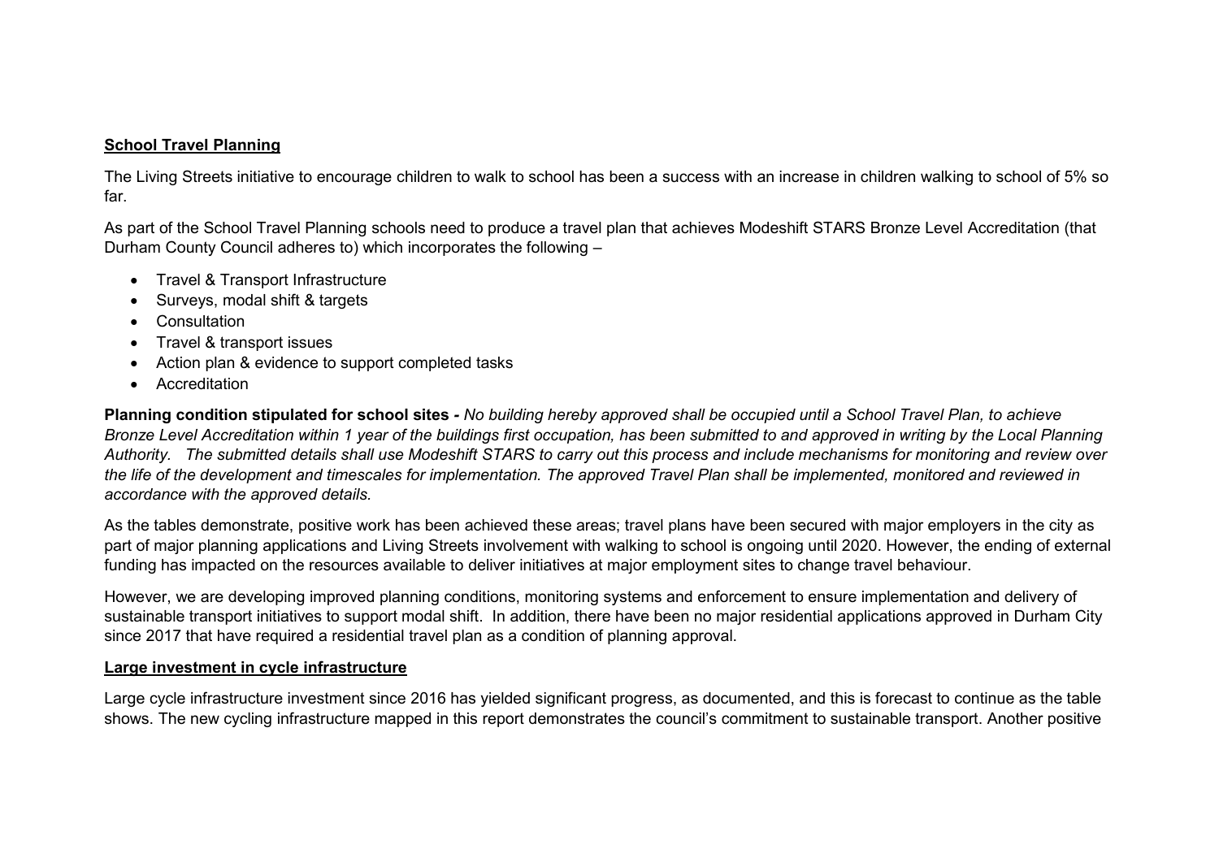**<u>School Travel Planning</u>**

The Living Streets initiative to encourage children to walk to school has been a success with an increase in children walking to school of 5% so far.

As part of the School Travel Planning schools need to produce a travel plan that achieves Modeshift STARS Bronze Level Accreditation (that Durham County Council adheres to) which incorporates the following –

- Travel & Transport Infrastructure
- Surveys, modal shift & targets
- Consultation
- Travel & transport issues
- Action plan & evidence to support completed tasks
- Accreditation

**Planning condition stipulated for school sites -** *No building hereby approved shall be occupied until a School Travel Plan, to achieve Bronze Level Accreditation within 1 year of the buildings first occupation, has been submitted to and approved in writing by the Local Planning Authority. The submitted details shall use Modeshift STARS to carry out this process and include mechanisms for monitoring and review over the life of the development and timescales for implementation. The approved Travel Plan shall be implemented, monitored and reviewed in accordance with the approved details.*

As the tables demonstrate, positive work has been achieved these areas; travel plans have been secured with major employers in the city as part of major planning applications and Living Streets involvement with walking to school is ongoing until 2020. However, the ending of external funding has impacted on the resources available to deliver initiatives at major employment sites to change travel behaviour.

However, we are developing improved planning conditions, monitoring systems and enforcement to ensure implementation and delivery of sustainable transport initiatives to support modal shift. In addition, there have been no major residential applications approved in Durham City since 2017 that have required a residential travel plan as a condition of planning approval.

**<u>Large investment in cycle infrastructure</u>**

Large cycle infrastructure investment since 2016 has yielded significant progress, as documented, and this is forecast to continue as the table shows. The new cycling infrastructure mapped in this report demonstrates the council's commitment to sustainable transport. Another positive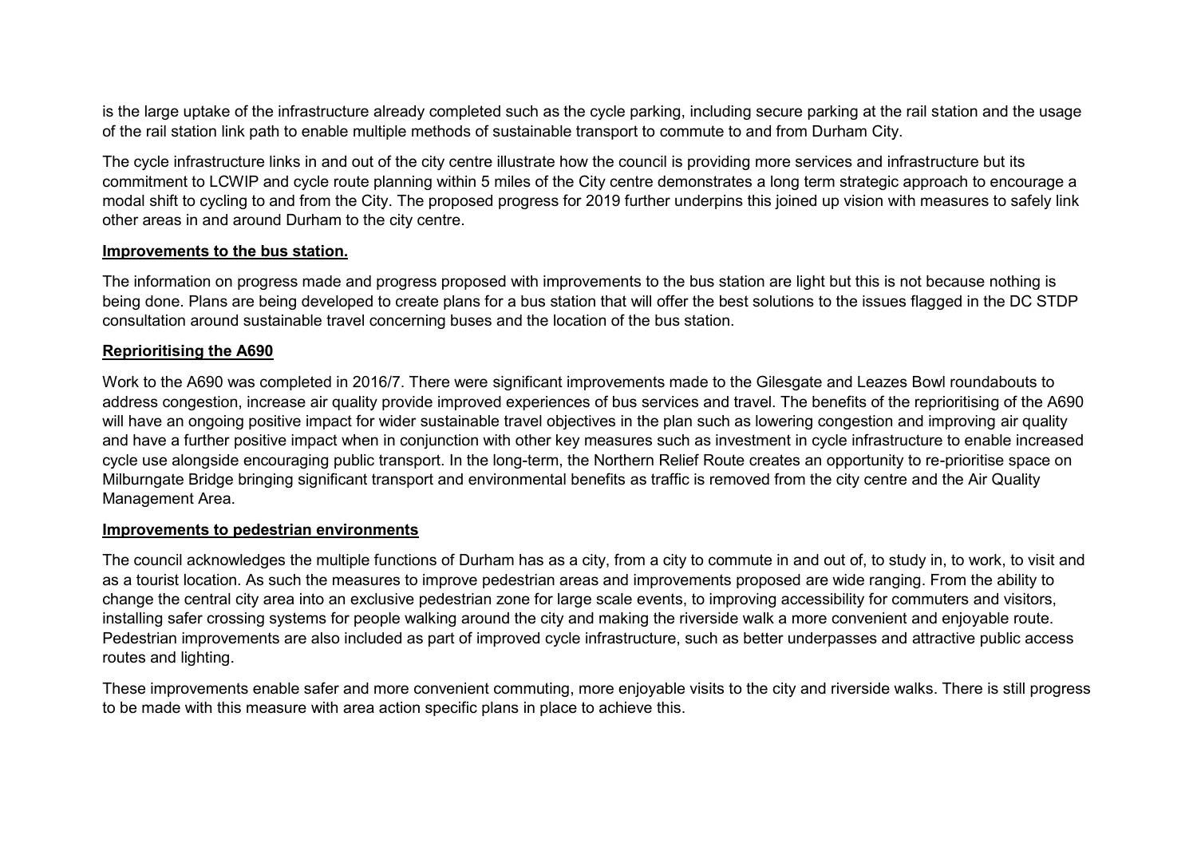is the large uptake of the infrastructure already completed such as the cycle parking, including secure parking at the rail station and the usage of the rail station link path to enable multiple methods of sustainable transport to commute to and from Durham City.

The cycle infrastructure links in and out of the city centre illustrate how the council is providing more services and infrastructure but its commitment to LCWIP and cycle route planning within 5 miles of the City centre demonstrates a long term strategic approach to encourage a modal shift to cycling to and from the City. The proposed progress for 2019 further underpins this joined up vision with measures to safely link other areas in and around Durham to the city centre.

**Improvements to the bus station.**

The information on progress made and progress proposed with improvements to the bus station are light but this is not because nothing is being done. Plans are being developed to create plans for a bus station that will offer the best solutions to the issues flagged in the DC STDP consultation around sustainable travel concerning buses and the location of the bus station.

**Reprioritising the A690**

Work to the A690 was completed in 2016/7. There were significant improvements made to the Gilesgate and Leazes Bowl roundabouts to address congestion, increase air quality provide improved experiences of bus services and travel. The benefits of the reprioritising of the A690 will have an ongoing positive impact for wider sustainable travel objectives in the plan such as lowering congestion and improving air quality and have a further positive impact when in conjunction with other key measures such as investment in cycle infrastructure to enable increased cycle use alongside encouraging public transport. In the long-term, the Northern Relief Route creates an opportunity to re-prioritise space on Milburngate Bridge bringing significant transport and environmental benefits as traffic is removed from the city centre and the Air Quality Management Area.

**Improvements to pedestrian environments**

The council acknowledges the multiple functions of Durham has as a city, from a city to commute in and out of, to study in, to work, to visit and as a tourist location. As such the measures to improve pedestrian areas and improvements proposed are wide ranging. From the ability to change the central city area into an exclusive pedestrian zone for large scale events, to improving accessibility for commuters and visitors, installing safer crossing systems for people walking around the city and making the riverside walk a more convenient and enjoyable route. Pedestrian improvements are also included as part of improved cycle infrastructure, such as better underpasses and attractive public access routes and lighting.

These improvements enable safer and more convenient commuting, more enjoyable visits to the city and riverside walks. There is still progress to be made with this measure with area action specific plans in place to achieve this.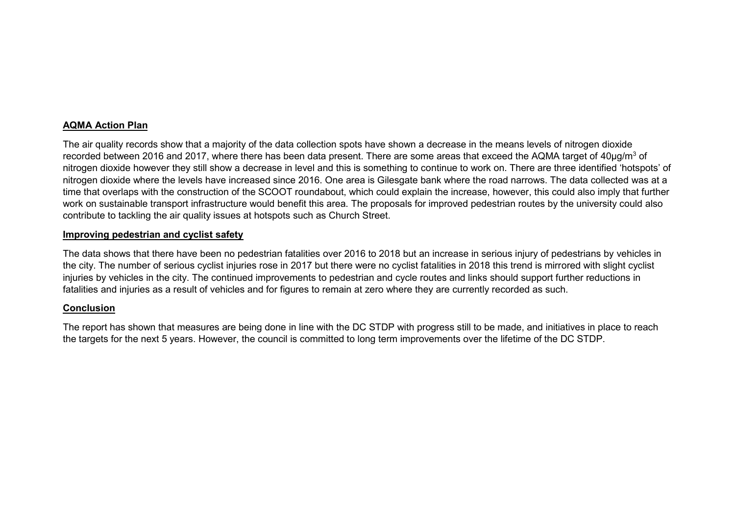**AQMA Action Plan**

The air quality records show that a majority of the data collection spots have shown a decrease in the means levels of nitrogen dioxide recorded between 2016 and 2017, where there has been data present. There are some areas that exceed the AQMA target of 40µg/m$^3$ of nitrogen dioxide however they still show a decrease in level and this is something to continue to work on. There are three identified 'hotspots' of nitrogen dioxide where the levels have increased since 2016. One area is Gilesgate bank where the road narrows. The data collected was at a time that overlaps with the construction of the SCOOT roundabout, which could explain the increase, however, this could also imply that further work on sustainable transport infrastructure would benefit this area. The proposals for improved pedestrian routes by the university could also contribute to tackling the air quality issues at hotspots such as Church Street.

**Improving pedestrian and cyclist safety**

The data shows that there have been no pedestrian fatalities over 2016 to 2018 but an increase in serious injury of pedestrians by vehicles in the city. The number of serious cyclist injuries rose in 2017 but there were no cyclist fatalities in 2018 this trend is mirrored with slight cyclist injuries by vehicles in the city. The continued improvements to pedestrian and cycle routes and links should support further reductions in fatalities and injuries as a result of vehicles and for figures to remain at zero where they are currently recorded as such.

**Conclusion**

The report has shown that measures are being done in line with the DC STDP with progress still to be made, and initiatives in place to reach the targets for the next 5 years. However, the council is committed to long term improvements over the lifetime of the DC STDP.